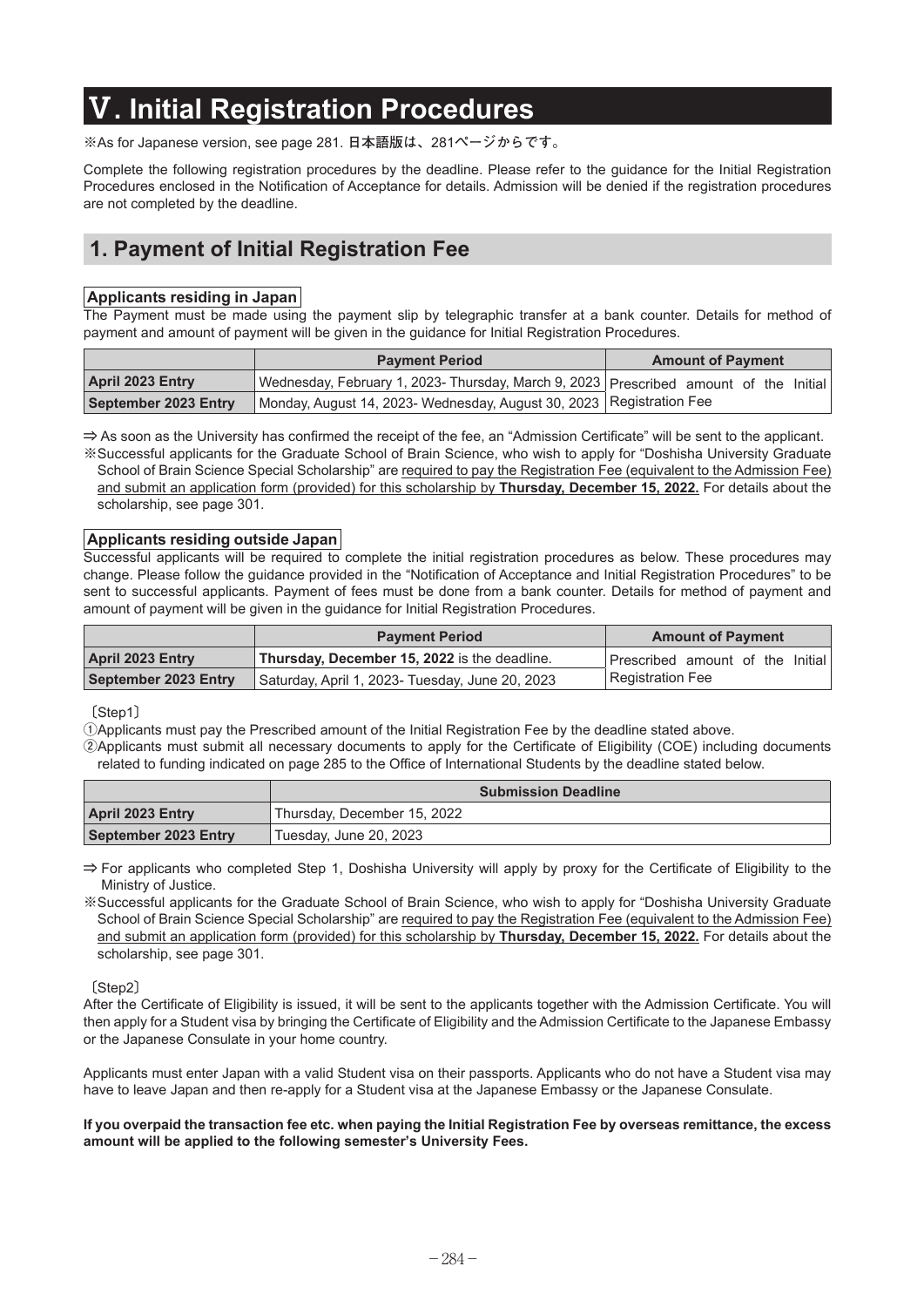# Ⅴ. Initial Registration Procedures

※As for Japanese version, see page 281. 日本語版は、281ページからです。

Complete the following registration procedures by the deadline. Please refer to the guidance for the Initial Registration Procedures enclosed in the Notification of Acceptance for details. Admission will be denied if the registration procedures are not completed by the deadline.

## 1. Payment of Initial Registration Fee

**Applicants residing in Japan**

The Payment must be made using the payment slip by telegraphic transfer at a bank counter. Details for method of payment and amount of payment will be given in the guidance for Initial Registration Procedures.

| | Payment Period | Amount of Payment |
|---|---|---|
| **April 2023 Entry** | Wednesday, February 1, 2023- Thursday, March 9, 2023 | Prescribed amount of the Initial Registration Fee |
| **September 2023 Entry** | Monday, August 14, 2023- Wednesday, August 30, 2023 | |

⇒ As soon as the University has confirmed the receipt of the fee, an "Admission Certificate" will be sent to the applicant.

※Successful applicants for the Graduate School of Brain Science, who wish to apply for "Doshisha University Graduate School of Brain Science Special Scholarship" are required to pay the Registration Fee (equivalent to the Admission Fee) and submit an application form (provided) for this scholarship by **Thursday, December 15, 2022.** For details about the scholarship, see page 301.

**Applicants residing outside Japan**

Successful applicants will be required to complete the initial registration procedures as below. These procedures may change. Please follow the guidance provided in the "Notification of Acceptance and Initial Registration Procedures" to be sent to successful applicants. Payment of fees must be done from a bank counter. Details for method of payment and amount of payment will be given in the guidance for Initial Registration Procedures.

| | Payment Period | Amount of Payment |
|---|---|---|
| **April 2023 Entry** | **Thursday, December 15, 2022** is the deadline. | Prescribed amount of the Initial Registration Fee |
| **September 2023 Entry** | Saturday, April 1, 2023- Tuesday, June 20, 2023 | |

〔Step1〕

①Applicants must pay the Prescribed amount of the Initial Registration Fee by the deadline stated above.

②Applicants must submit all necessary documents to apply for the Certificate of Eligibility (COE) including documents related to funding indicated on page 285 to the Office of International Students by the deadline stated below.

| | Submission Deadline |
|---|---|
| **April 2023 Entry** | Thursday, December 15, 2022 |
| **September 2023 Entry** | Tuesday, June 20, 2023 |

⇒ For applicants who completed Step 1, Doshisha University will apply by proxy for the Certificate of Eligibility to the Ministry of Justice.

※Successful applicants for the Graduate School of Brain Science, who wish to apply for "Doshisha University Graduate School of Brain Science Special Scholarship" are required to pay the Registration Fee (equivalent to the Admission Fee) and submit an application form (provided) for this scholarship by **Thursday, December 15, 2022.** For details about the scholarship, see page 301.

〔Step2〕

After the Certificate of Eligibility is issued, it will be sent to the applicants together with the Admission Certificate. You will then apply for a Student visa by bringing the Certificate of Eligibility and the Admission Certificate to the Japanese Embassy or the Japanese Consulate in your home country.

Applicants must enter Japan with a valid Student visa on their passports. Applicants who do not have a Student visa may have to leave Japan and then re-apply for a Student visa at the Japanese Embassy or the Japanese Consulate.

**If you overpaid the transaction fee etc. when paying the Initial Registration Fee by overseas remittance, the excess amount will be applied to the following semester's University Fees.**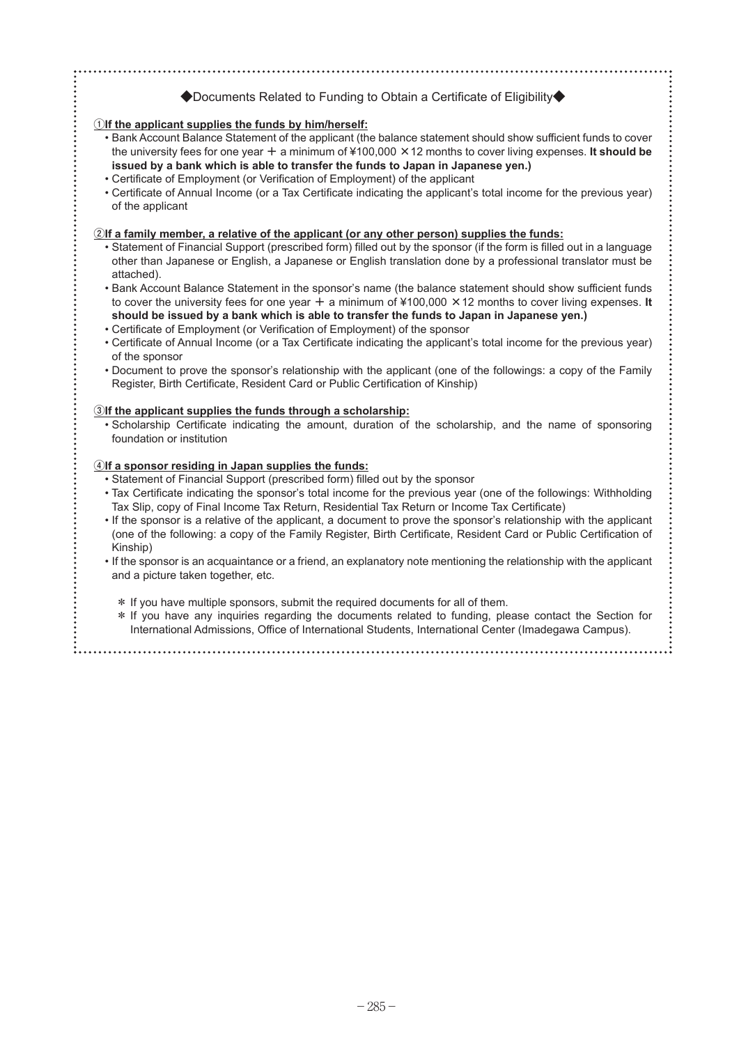## ◆Documents Related to Funding to Obtain a Certificate of Eligibility◆

**①If the applicant supplies the funds by him/herself:**

- Bank Account Balance Statement of the applicant (the balance statement should show sufficient funds to cover the university fees for one year ＋ a minimum of ¥100,000 ×12 months to cover living expenses. **It should be issued by a bank which is able to transfer the funds to Japan in Japanese yen.)**
- Certificate of Employment (or Verification of Employment) of the applicant
- Certificate of Annual Income (or a Tax Certificate indicating the applicant's total income for the previous year) of the applicant

**②If a family member, a relative of the applicant (or any other person) supplies the funds:**

- Statement of Financial Support (prescribed form) filled out by the sponsor (if the form is filled out in a language other than Japanese or English, a Japanese or English translation done by a professional translator must be attached).
- Bank Account Balance Statement in the sponsor's name (the balance statement should show sufficient funds to cover the university fees for one year ＋ a minimum of ¥100,000 ×12 months to cover living expenses. **It should be issued by a bank which is able to transfer the funds to Japan in Japanese yen.)**
- Certificate of Employment (or Verification of Employment) of the sponsor
- Certificate of Annual Income (or a Tax Certificate indicating the applicant's total income for the previous year) of the sponsor
- Document to prove the sponsor's relationship with the applicant (one of the followings: a copy of the Family Register, Birth Certificate, Resident Card or Public Certification of Kinship)

**③If the applicant supplies the funds through a scholarship:**

- Scholarship Certificate indicating the amount, duration of the scholarship, and the name of sponsoring foundation or institution

**④If a sponsor residing in Japan supplies the funds:**

- Statement of Financial Support (prescribed form) filled out by the sponsor
- Tax Certificate indicating the sponsor's total income for the previous year (one of the followings: Withholding Tax Slip, copy of Final Income Tax Return, Residential Tax Return or Income Tax Certificate)
- If the sponsor is a relative of the applicant, a document to prove the sponsor's relationship with the applicant (one of the following: a copy of the Family Register, Birth Certificate, Resident Card or Public Certification of Kinship)
- If the sponsor is an acquaintance or a friend, an explanatory note mentioning the relationship with the applicant and a picture taken together, etc.

＊ If you have multiple sponsors, submit the required documents for all of them.

＊ If you have any inquiries regarding the documents related to funding, please contact the Section for International Admissions, Office of International Students, International Center (Imadegawa Campus).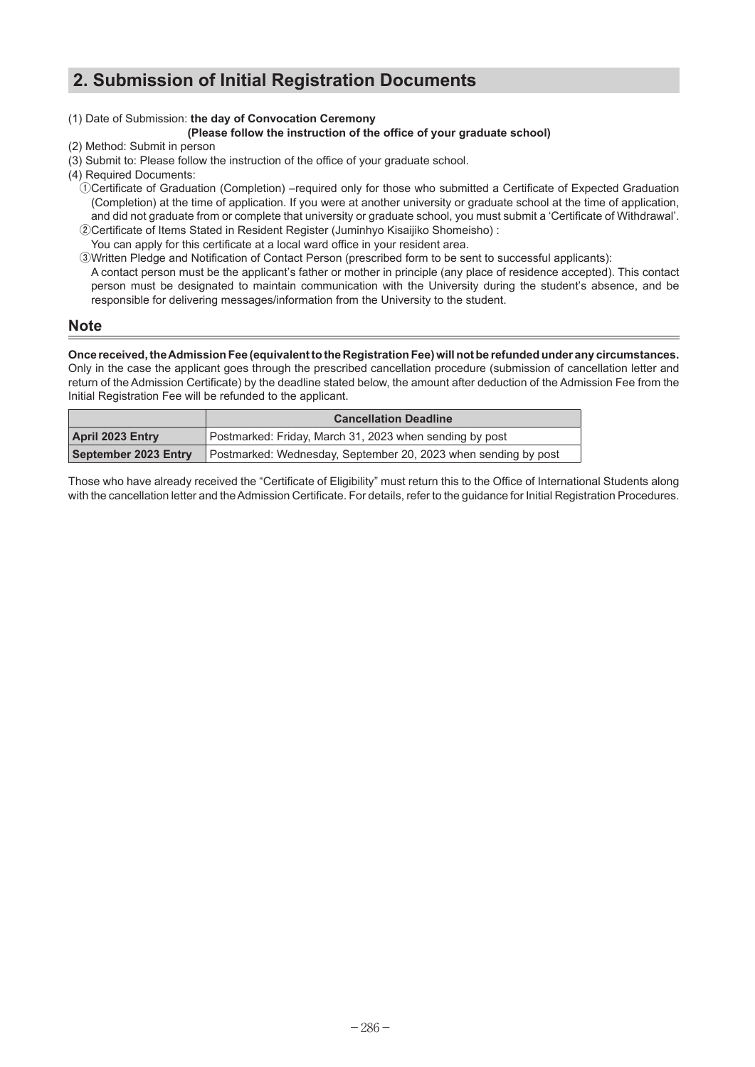## 2. Submission of Initial Registration Documents

(1) Date of Submission: **the day of Convocation Ceremony**
**(Please follow the instruction of the office of your graduate school)**

(2) Method: Submit in person

(3) Submit to: Please follow the instruction of the office of your graduate school.

(4) Required Documents:

①Certificate of Graduation (Completion) –required only for those who submitted a Certificate of Expected Graduation (Completion) at the time of application. If you were at another university or graduate school at the time of application, and did not graduate from or complete that university or graduate school, you must submit a 'Certificate of Withdrawal'.

②Certificate of Items Stated in Resident Register (Juminhyo Kisaijiko Shomeisho) :
You can apply for this certificate at a local ward office in your resident area.

③Written Pledge and Notification of Contact Person (prescribed form to be sent to successful applicants):
A contact person must be the applicant's father or mother in principle (any place of residence accepted). This contact person must be designated to maintain communication with the University during the student's absence, and be responsible for delivering messages/information from the University to the student.

### Note

**Once received, the Admission Fee (equivalent to the Registration Fee) will not be refunded under any circumstances.** Only in the case the applicant goes through the prescribed cancellation procedure (submission of cancellation letter and return of the Admission Certificate) by the deadline stated below, the amount after deduction of the Admission Fee from the Initial Registration Fee will be refunded to the applicant.

| | Cancellation Deadline |
|---|---|
| **April 2023 Entry** | Postmarked: Friday, March 31, 2023 when sending by post |
| **September 2023 Entry** | Postmarked: Wednesday, September 20, 2023 when sending by post |

Those who have already received the "Certificate of Eligibility" must return this to the Office of International Students along with the cancellation letter and the Admission Certificate. For details, refer to the guidance for Initial Registration Procedures.